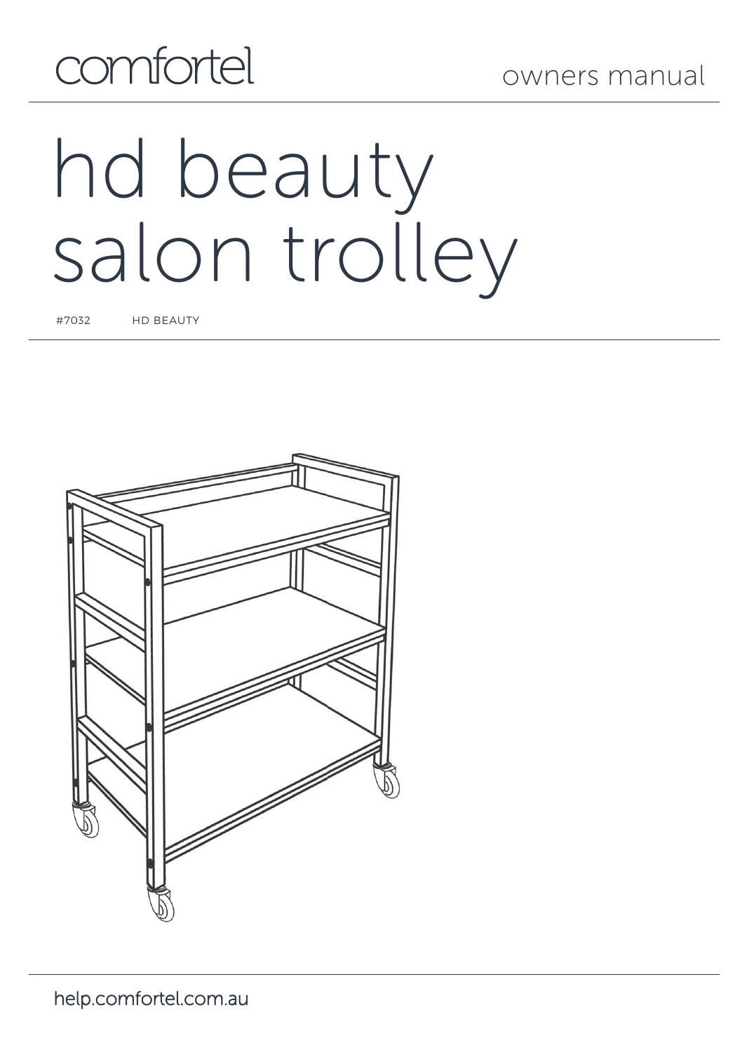comfortel

owners manual

# hd beauty salon trolley

#7032 HD BEAUTY

help.comfortel.com.au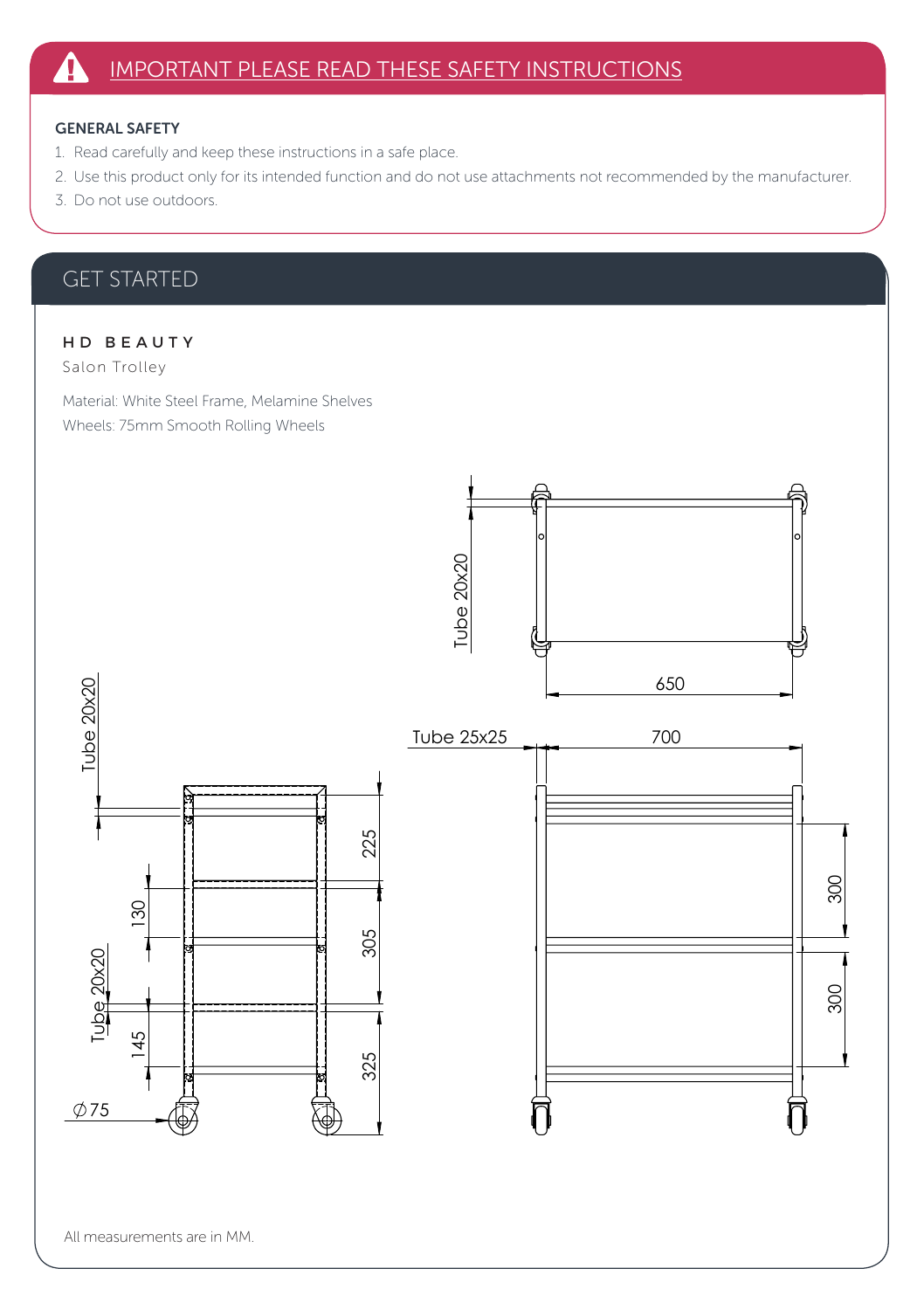## IMPORTANT PLEASE READ THESE SAFETY INSTRUCTIONS

**GENERAL SAFETY**

1. Read carefully and keep these instructions in a safe place.
2. Use this product only for its intended function and do not use attachments not recommended by the manufacturer.
3. Do not use outdoors.

## GET STARTED

### HD BEAUTY

Salon Trolley

Material: White Steel Frame, Melamine Shelves

Wheels: 75mm Smooth Rolling Wheels

Tube 20x20

650

Tube 25x25

700

300

300

Tube 20x20

225

130

305

Tube 20x20

145

325

∅75

All measurements are in MM.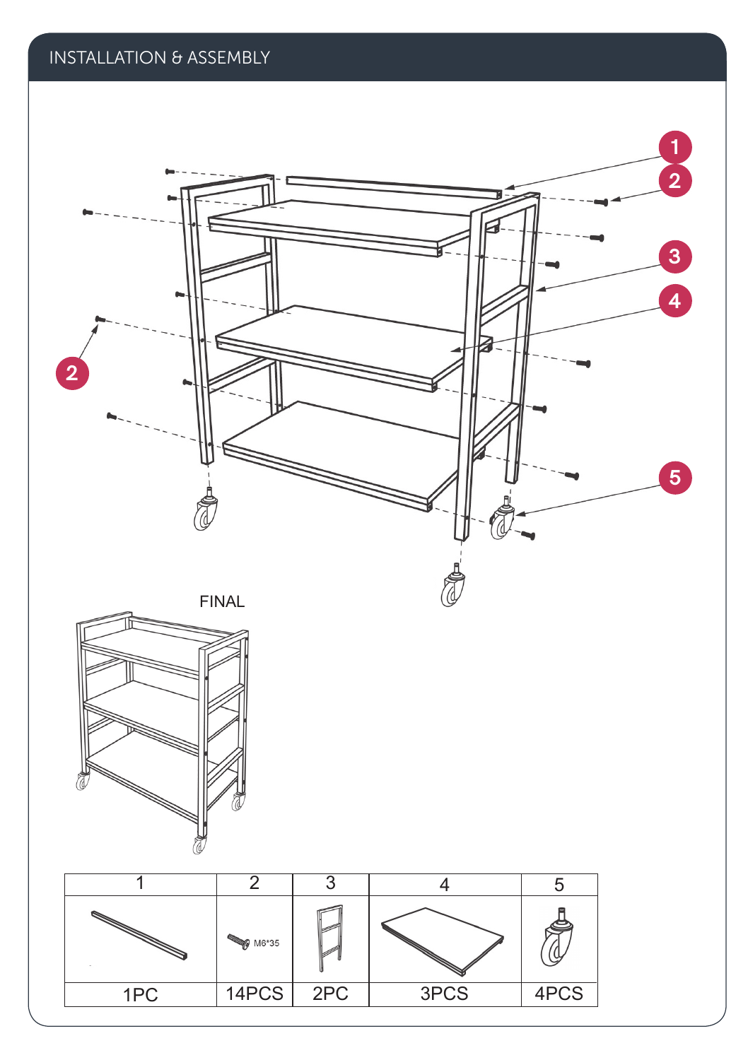# INSTALLATION & ASSEMBLY

FINAL

| 1 | 2 | 3 | 4 | 5 |
|---|---|---|---|---|
| | M6*35 | | | |
| 1PC | 14PCS | 2PC | 3PCS | 4PCS |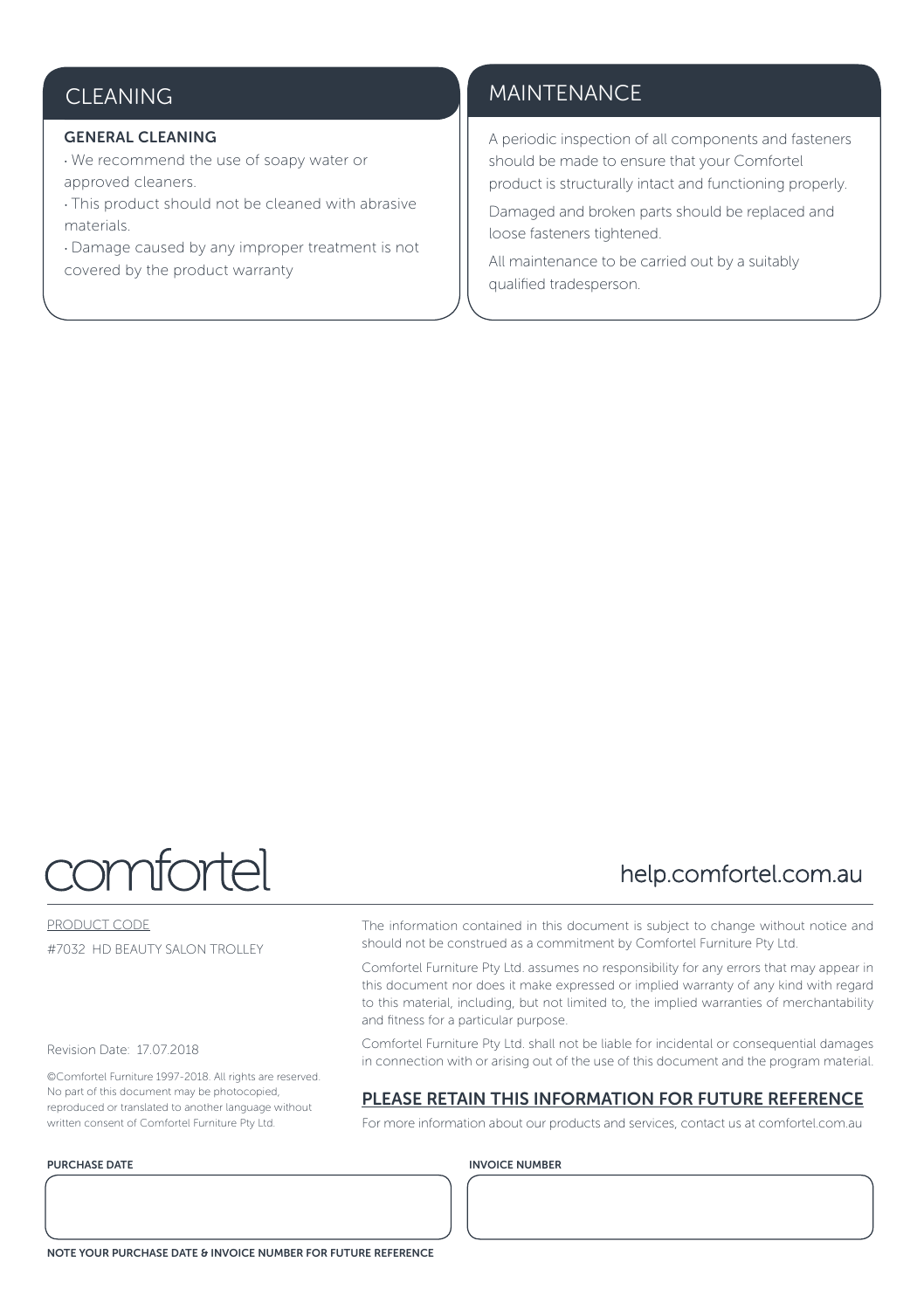## CLEANING

### GENERAL CLEANING

- We recommend the use of soapy water or approved cleaners.
- This product should not be cleaned with abrasive materials.
- Damage caused by any improper treatment is not covered by the product warranty

## MAINTENANCE

A periodic inspection of all components and fasteners should be made to ensure that your Comfortel product is structurally intact and functioning properly.

Damaged and broken parts should be replaced and loose fasteners tightened.

All maintenance to be carried out by a suitably qualified tradesperson.

comfortel

help.comfortel.com.au

PRODUCT CODE

#7032 HD BEAUTY SALON TROLLEY

Revision Date: 17.07.2018

©Comfortel Furniture 1997-2018. All rights are reserved. No part of this document may be photocopied, reproduced or translated to another language without written consent of Comfortel Furniture Pty Ltd.

The information contained in this document is subject to change without notice and should not be construed as a commitment by Comfortel Furniture Pty Ltd.

Comfortel Furniture Pty Ltd. assumes no responsibility for any errors that may appear in this document nor does it make expressed or implied warranty of any kind with regard to this material, including, but not limited to, the implied warranties of merchantability and fitness for a particular purpose.

Comfortel Furniture Pty Ltd. shall not be liable for incidental or consequential damages in connection with or arising out of the use of this document and the program material.

### PLEASE RETAIN THIS INFORMATION FOR FUTURE REFERENCE

For more information about our products and services, contact us at comfortel.com.au

**PURCHASE DATE**

**INVOICE NUMBER**

**NOTE YOUR PURCHASE DATE & INVOICE NUMBER FOR FUTURE REFERENCE**